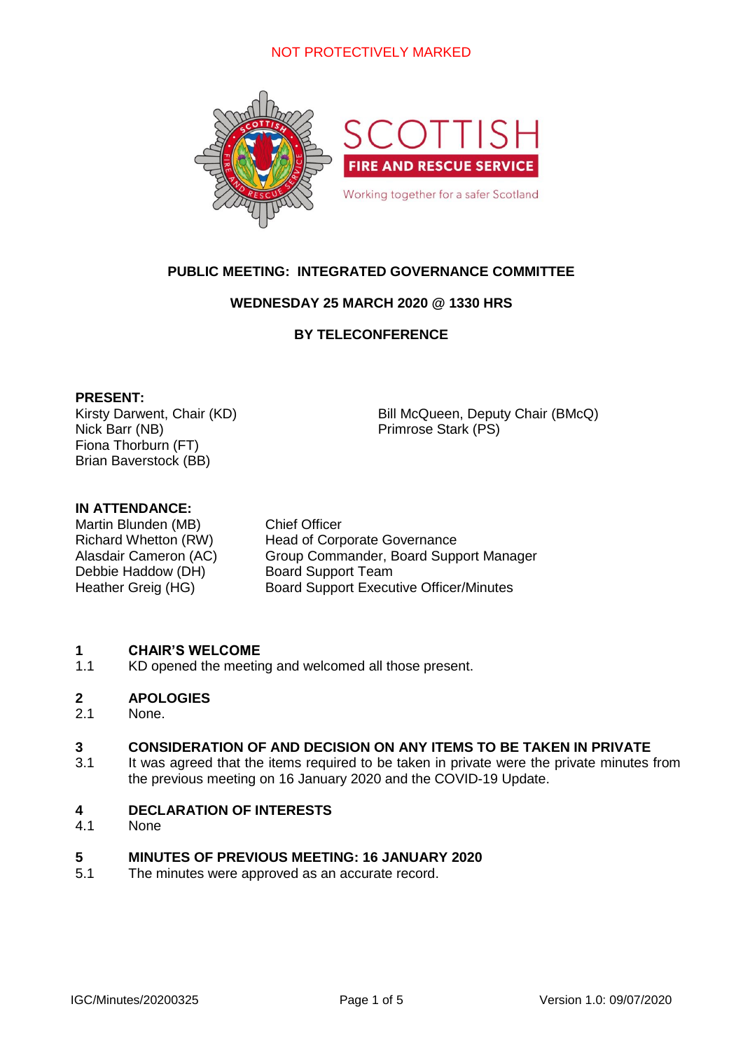NOT PROTECTIVELY MARKED

SCOTTISH FIRE AND RESCUE SERVICE

Working together for a safer Scotland

# PUBLIC MEETING: INTEGRATED GOVERNANCE COMMITTEE

**WEDNESDAY 25 MARCH 2020 @ 1330 HRS**

**BY TELECONFERENCE**

**PRESENT:**

Kirsty Darwent, Chair (KD)
Nick Barr (NB)
Fiona Thorburn (FT)
Brian Baverstock (BB)
Bill McQueen, Deputy Chair (BMcQ)
Primrose Stark (PS)

**IN ATTENDANCE:**

| | |
|---|---|
| Martin Blunden (MB) | Chief Officer |
| Richard Whetton (RW) | Head of Corporate Governance |
| Alasdair Cameron (AC) | Group Commander, Board Support Manager |
| Debbie Haddow (DH) | Board Support Team |
| Heather Greig (HG) | Board Support Executive Officer/Minutes |

## 1 CHAIR'S WELCOME

1.1 KD opened the meeting and welcomed all those present.

## 2 APOLOGIES

2.1 None.

## 3 CONSIDERATION OF AND DECISION ON ANY ITEMS TO BE TAKEN IN PRIVATE

3.1 It was agreed that the items required to be taken in private were the private minutes from the previous meeting on 16 January 2020 and the COVID-19 Update.

## 4 DECLARATION OF INTERESTS

4.1 None

## 5 MINUTES OF PREVIOUS MEETING: 16 JANUARY 2020

5.1 The minutes were approved as an accurate record.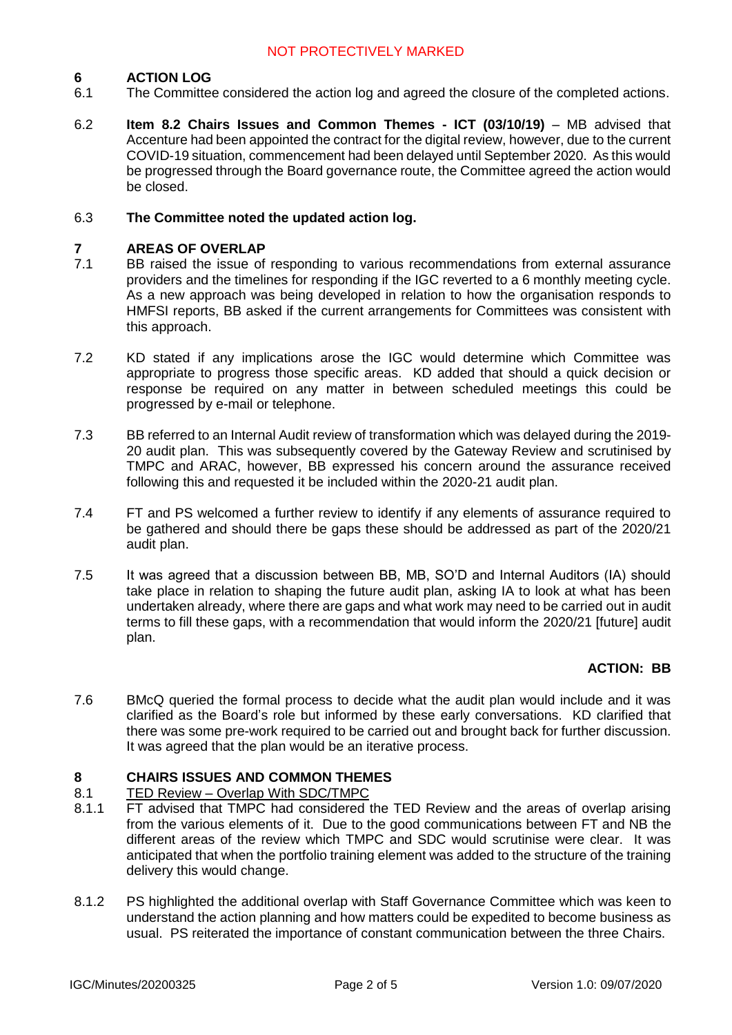## 6 ACTION LOG

6.1 The Committee considered the action log and agreed the closure of the completed actions.

6.2 **Item 8.2 Chairs Issues and Common Themes - ICT (03/10/19)** – MB advised that Accenture had been appointed the contract for the digital review, however, due to the current COVID-19 situation, commencement had been delayed until September 2020. As this would be progressed through the Board governance route, the Committee agreed the action would be closed.

6.3 **The Committee noted the updated action log.**

## 7 AREAS OF OVERLAP

7.1 BB raised the issue of responding to various recommendations from external assurance providers and the timelines for responding if the IGC reverted to a 6 monthly meeting cycle. As a new approach was being developed in relation to how the organisation responds to HMFSI reports, BB asked if the current arrangements for Committees was consistent with this approach.

7.2 KD stated if any implications arose the IGC would determine which Committee was appropriate to progress those specific areas. KD added that should a quick decision or response be required on any matter in between scheduled meetings this could be progressed by e-mail or telephone.

7.3 BB referred to an Internal Audit review of transformation which was delayed during the 2019-20 audit plan. This was subsequently covered by the Gateway Review and scrutinised by TMPC and ARAC, however, BB expressed his concern around the assurance received following this and requested it be included within the 2020-21 audit plan.

7.4 FT and PS welcomed a further review to identify if any elements of assurance required to be gathered and should there be gaps these should be addressed as part of the 2020/21 audit plan.

7.5 It was agreed that a discussion between BB, MB, SO'D and Internal Auditors (IA) should take place in relation to shaping the future audit plan, asking IA to look at what has been undertaken already, where there are gaps and what work may need to be carried out in audit terms to fill these gaps, with a recommendation that would inform the 2020/21 [future] audit plan.

**ACTION: BB**

7.6 BMcQ queried the formal process to decide what the audit plan would include and it was clarified as the Board's role but informed by these early conversations. KD clarified that there was some pre-work required to be carried out and brought back for further discussion. It was agreed that the plan would be an iterative process.

## 8 CHAIRS ISSUES AND COMMON THEMES

8.1 <u>TED Review – Overlap With SDC/TMPC</u>

8.1.1 FT advised that TMPC had considered the TED Review and the areas of overlap arising from the various elements of it. Due to the good communications between FT and NB the different areas of the review which TMPC and SDC would scrutinise were clear. It was anticipated that when the portfolio training element was added to the structure of the training delivery this would change.

8.1.2 PS highlighted the additional overlap with Staff Governance Committee which was keen to understand the action planning and how matters could be expedited to become business as usual. PS reiterated the importance of constant communication between the three Chairs.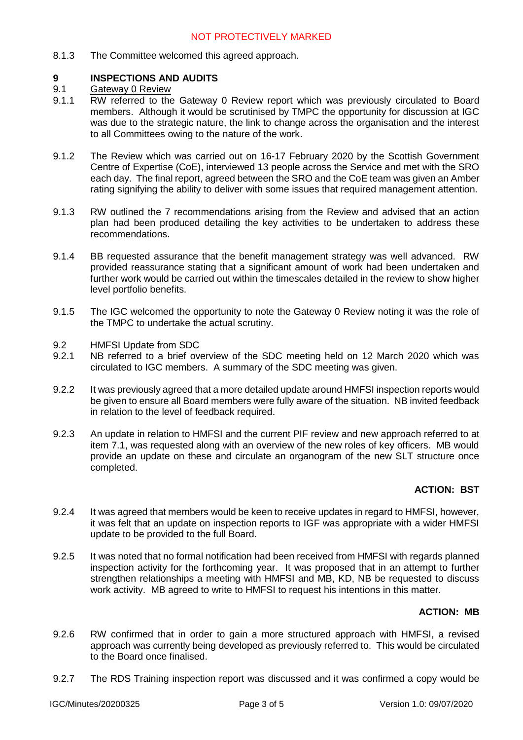8.1.3 The Committee welcomed this agreed approach.

## 9 INSPECTIONS AND AUDITS

9.1 Gateway 0 Review

9.1.1 RW referred to the Gateway 0 Review report which was previously circulated to Board members. Although it would be scrutinised by TMPC the opportunity for discussion at IGC was due to the strategic nature, the link to change across the organisation and the interest to all Committees owing to the nature of the work.

9.1.2 The Review which was carried out on 16-17 February 2020 by the Scottish Government Centre of Expertise (CoE), interviewed 13 people across the Service and met with the SRO each day. The final report, agreed between the SRO and the CoE team was given an Amber rating signifying the ability to deliver with some issues that required management attention.

9.1.3 RW outlined the 7 recommendations arising from the Review and advised that an action plan had been produced detailing the key activities to be undertaken to address these recommendations.

9.1.4 BB requested assurance that the benefit management strategy was well advanced. RW provided reassurance stating that a significant amount of work had been undertaken and further work would be carried out within the timescales detailed in the review to show higher level portfolio benefits.

9.1.5 The IGC welcomed the opportunity to note the Gateway 0 Review noting it was the role of the TMPC to undertake the actual scrutiny.

9.2 HMFSI Update from SDC

9.2.1 NB referred to a brief overview of the SDC meeting held on 12 March 2020 which was circulated to IGC members. A summary of the SDC meeting was given.

9.2.2 It was previously agreed that a more detailed update around HMFSI inspection reports would be given to ensure all Board members were fully aware of the situation. NB invited feedback in relation to the level of feedback required.

9.2.3 An update in relation to HMFSI and the current PIF review and new approach referred to at item 7.1, was requested along with an overview of the new roles of key officers. MB would provide an update on these and circulate an organogram of the new SLT structure once completed.

**ACTION: BST**

9.2.4 It was agreed that members would be keen to receive updates in regard to HMFSI, however, it was felt that an update on inspection reports to IGF was appropriate with a wider HMFSI update to be provided to the full Board.

9.2.5 It was noted that no formal notification had been received from HMFSI with regards planned inspection activity for the forthcoming year. It was proposed that in an attempt to further strengthen relationships a meeting with HMFSI and MB, KD, NB be requested to discuss work activity. MB agreed to write to HMFSI to request his intentions in this matter.

**ACTION: MB**

9.2.6 RW confirmed that in order to gain a more structured approach with HMFSI, a revised approach was currently being developed as previously referred to. This would be circulated to the Board once finalised.

9.2.7 The RDS Training inspection report was discussed and it was confirmed a copy would be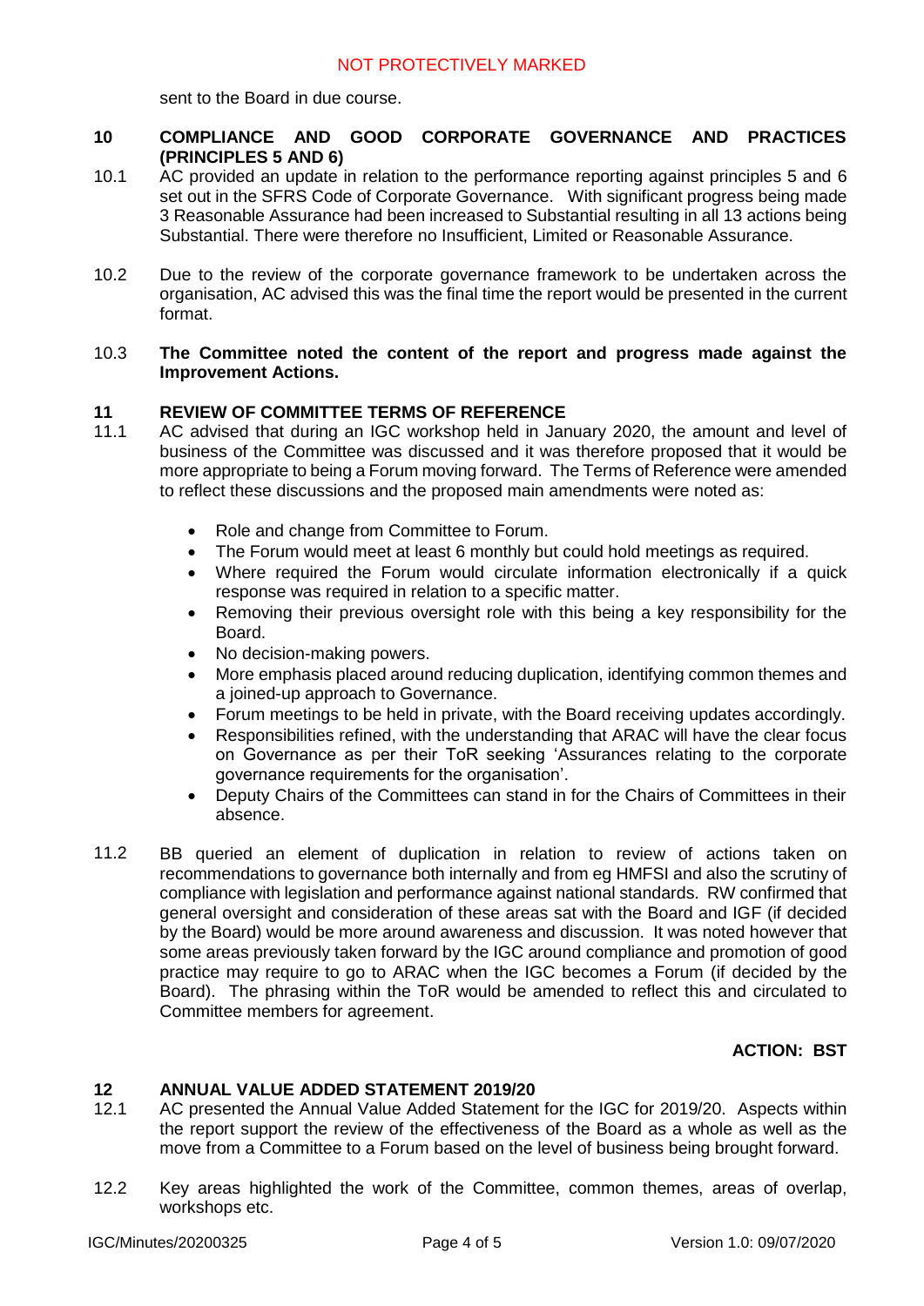sent to the Board in due course.

## 10 COMPLIANCE AND GOOD CORPORATE GOVERNANCE AND PRACTICES (PRINCIPLES 5 AND 6)

10.1 AC provided an update in relation to the performance reporting against principles 5 and 6 set out in the SFRS Code of Corporate Governance. With significant progress being made 3 Reasonable Assurance had been increased to Substantial resulting in all 13 actions being Substantial. There were therefore no Insufficient, Limited or Reasonable Assurance.

10.2 Due to the review of the corporate governance framework to be undertaken across the organisation, AC advised this was the final time the report would be presented in the current format.

10.3 **The Committee noted the content of the report and progress made against the Improvement Actions.**

## 11 REVIEW OF COMMITTEE TERMS OF REFERENCE

11.1 AC advised that during an IGC workshop held in January 2020, the amount and level of business of the Committee was discussed and it was therefore proposed that it would be more appropriate to being a Forum moving forward. The Terms of Reference were amended to reflect these discussions and the proposed main amendments were noted as:

- Role and change from Committee to Forum.
- The Forum would meet at least 6 monthly but could hold meetings as required.
- Where required the Forum would circulate information electronically if a quick response was required in relation to a specific matter.
- Removing their previous oversight role with this being a key responsibility for the Board.
- No decision-making powers.
- More emphasis placed around reducing duplication, identifying common themes and a joined-up approach to Governance.
- Forum meetings to be held in private, with the Board receiving updates accordingly.
- Responsibilities refined, with the understanding that ARAC will have the clear focus on Governance as per their ToR seeking 'Assurances relating to the corporate governance requirements for the organisation'.
- Deputy Chairs of the Committees can stand in for the Chairs of Committees in their absence.

11.2 BB queried an element of duplication in relation to review of actions taken on recommendations to governance both internally and from eg HMFSI and also the scrutiny of compliance with legislation and performance against national standards. RW confirmed that general oversight and consideration of these areas sat with the Board and IGF (if decided by the Board) would be more around awareness and discussion. It was noted however that some areas previously taken forward by the IGC around compliance and promotion of good practice may require to go to ARAC when the IGC becomes a Forum (if decided by the Board). The phrasing within the ToR would be amended to reflect this and circulated to Committee members for agreement.

**ACTION: BST**

## 12 ANNUAL VALUE ADDED STATEMENT 2019/20

12.1 AC presented the Annual Value Added Statement for the IGC for 2019/20. Aspects within the report support the review of the effectiveness of the Board as a whole as well as the move from a Committee to a Forum based on the level of business being brought forward.

12.2 Key areas highlighted the work of the Committee, common themes, areas of overlap, workshops etc.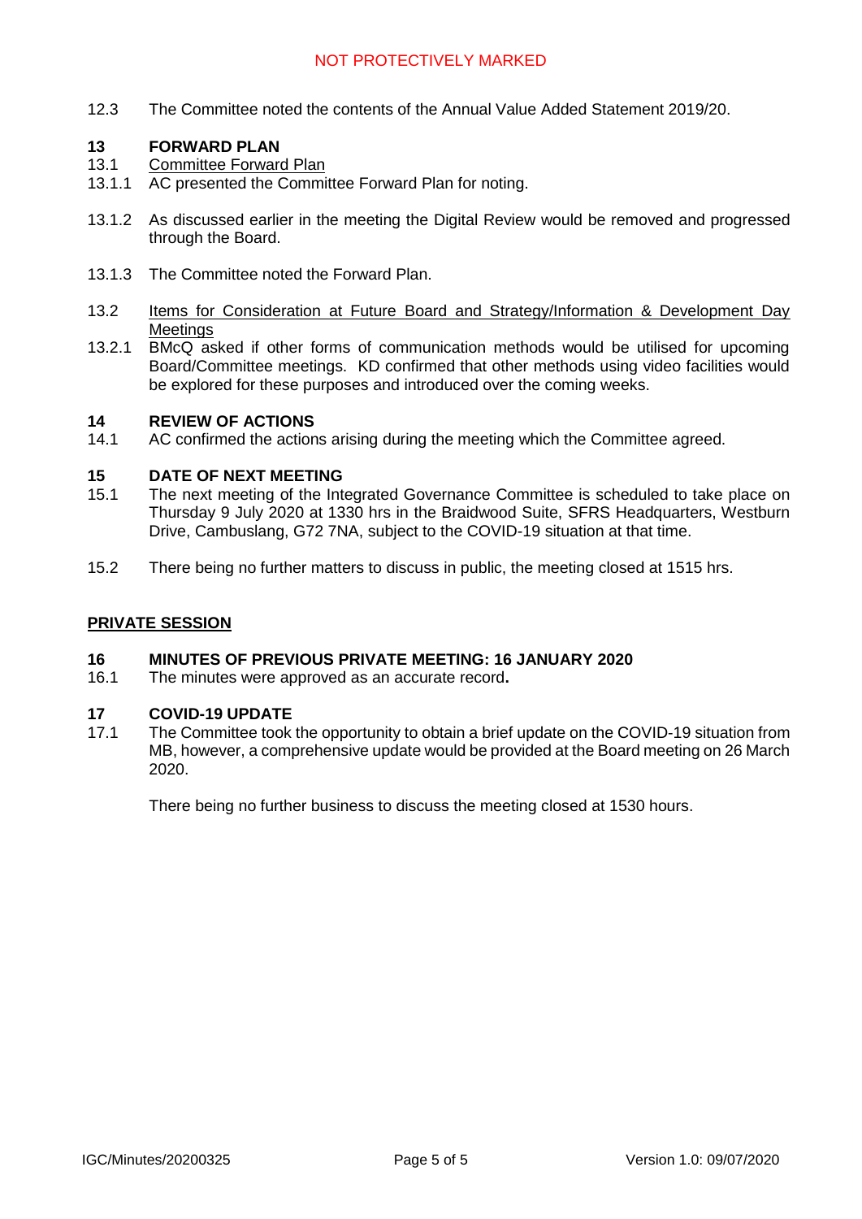12.3 The Committee noted the contents of the Annual Value Added Statement 2019/20.

## 13 FORWARD PLAN

13.1 Committee Forward Plan

13.1.1 AC presented the Committee Forward Plan for noting.

13.1.2 As discussed earlier in the meeting the Digital Review would be removed and progressed through the Board.

13.1.3 The Committee noted the Forward Plan.

13.2 Items for Consideration at Future Board and Strategy/Information & Development Day Meetings

13.2.1 BMcQ asked if other forms of communication methods would be utilised for upcoming Board/Committee meetings. KD confirmed that other methods using video facilities would be explored for these purposes and introduced over the coming weeks.

## 14 REVIEW OF ACTIONS

14.1 AC confirmed the actions arising during the meeting which the Committee agreed.

## 15 DATE OF NEXT MEETING

15.1 The next meeting of the Integrated Governance Committee is scheduled to take place on Thursday 9 July 2020 at 1330 hrs in the Braidwood Suite, SFRS Headquarters, Westburn Drive, Cambuslang, G72 7NA, subject to the COVID-19 situation at that time.

15.2 There being no further matters to discuss in public, the meeting closed at 1515 hrs.

**PRIVATE SESSION**

## 16 MINUTES OF PREVIOUS PRIVATE MEETING: 16 JANUARY 2020

16.1 The minutes were approved as an accurate record**.**

## 17 COVID-19 UPDATE

17.1 The Committee took the opportunity to obtain a brief update on the COVID-19 situation from MB, however, a comprehensive update would be provided at the Board meeting on 26 March 2020.

There being no further business to discuss the meeting closed at 1530 hours.